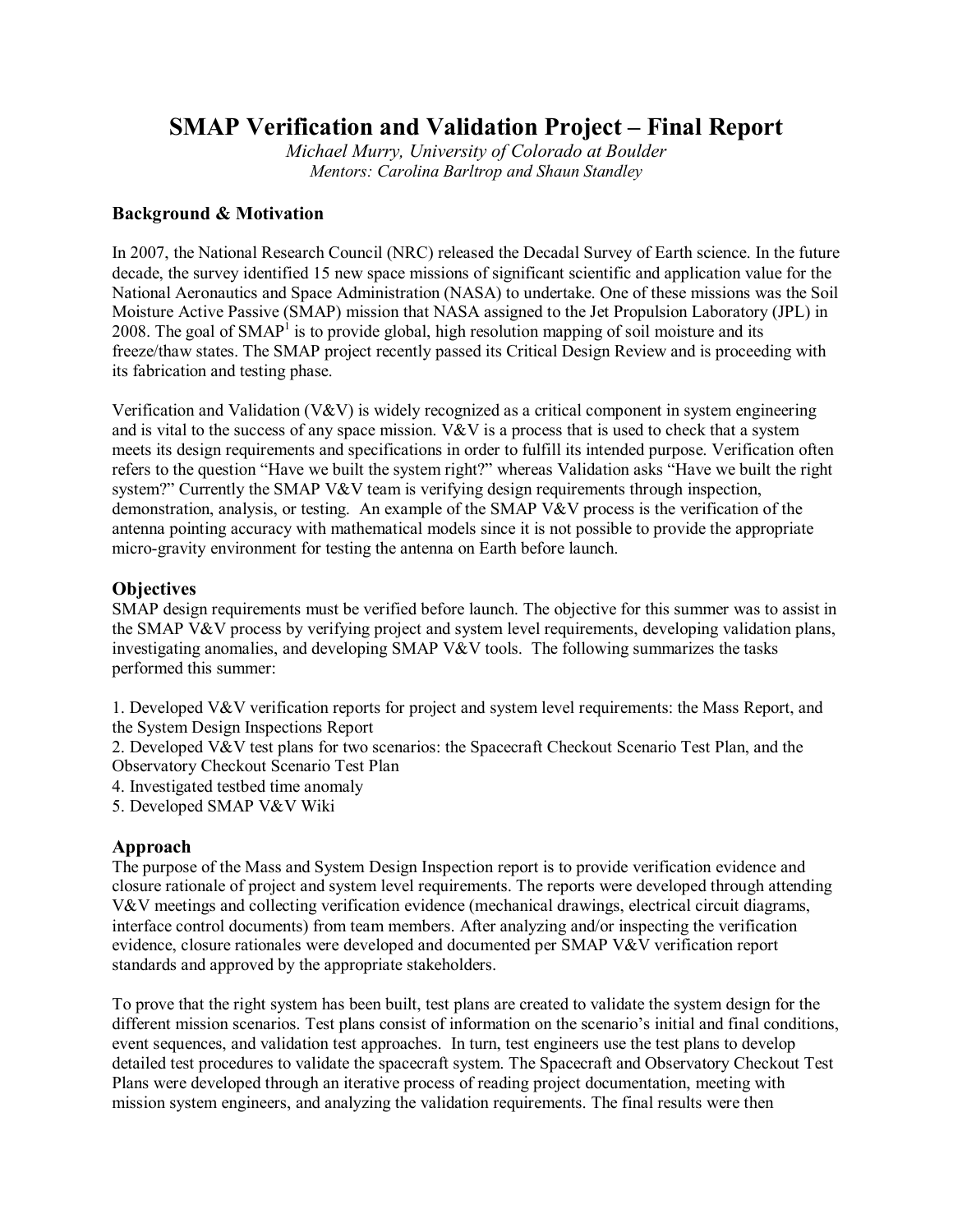# SMAP Verification and Validation Project – Final Report

*Michael Murry, University of Colorado at Boulder*
*Mentors: Carolina Barltrop and Shaun Standley*

## Background & Motivation

In 2007, the National Research Council (NRC) released the Decadal Survey of Earth science. In the future decade, the survey identified 15 new space missions of significant scientific and application value for the National Aeronautics and Space Administration (NASA) to undertake. One of these missions was the Soil Moisture Active Passive (SMAP) mission that NASA assigned to the Jet Propulsion Laboratory (JPL) in 2008. The goal of SMAP[1] is to provide global, high resolution mapping of soil moisture and its freeze/thaw states. The SMAP project recently passed its Critical Design Review and is proceeding with its fabrication and testing phase.

Verification and Validation (V&V) is widely recognized as a critical component in system engineering and is vital to the success of any space mission. V&V is a process that is used to check that a system meets its design requirements and specifications in order to fulfill its intended purpose. Verification often refers to the question "Have we built the system right?" whereas Validation asks "Have we built the right system?" Currently the SMAP V&V team is verifying design requirements through inspection, demonstration, analysis, or testing. An example of the SMAP V&V process is the verification of the antenna pointing accuracy with mathematical models since it is not possible to provide the appropriate micro-gravity environment for testing the antenna on Earth before launch.

## Objectives

SMAP design requirements must be verified before launch. The objective for this summer was to assist in the SMAP V&V process by verifying project and system level requirements, developing validation plans, investigating anomalies, and developing SMAP V&V tools. The following summarizes the tasks performed this summer:

1. Developed V&V verification reports for project and system level requirements: the Mass Report, and the System Design Inspections Report
2. Developed V&V test plans for two scenarios: the Spacecraft Checkout Scenario Test Plan, and the Observatory Checkout Scenario Test Plan
4. Investigated testbed time anomaly
5. Developed SMAP V&V Wiki

## Approach

The purpose of the Mass and System Design Inspection report is to provide verification evidence and closure rationale of project and system level requirements. The reports were developed through attending V&V meetings and collecting verification evidence (mechanical drawings, electrical circuit diagrams, interface control documents) from team members. After analyzing and/or inspecting the verification evidence, closure rationales were developed and documented per SMAP V&V verification report standards and approved by the appropriate stakeholders.

To prove that the right system has been built, test plans are created to validate the system design for the different mission scenarios. Test plans consist of information on the scenario's initial and final conditions, event sequences, and validation test approaches. In turn, test engineers use the test plans to develop detailed test procedures to validate the spacecraft system. The Spacecraft and Observatory Checkout Test Plans were developed through an iterative process of reading project documentation, meeting with mission system engineers, and analyzing the validation requirements. The final results were then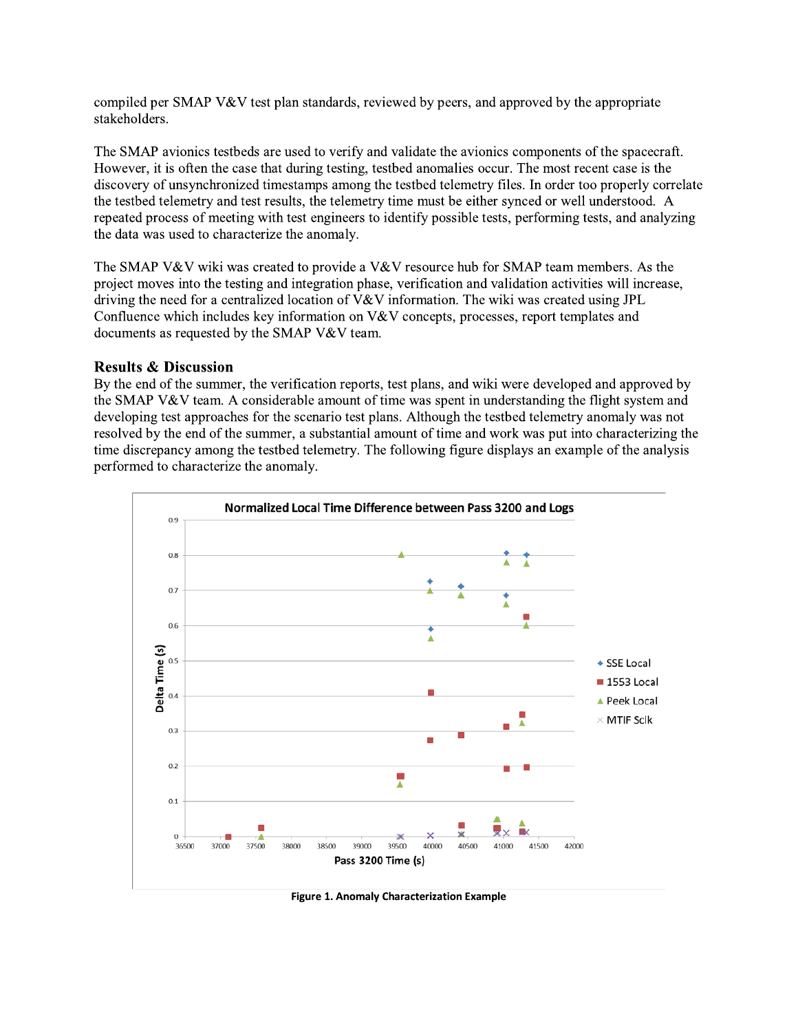compiled per SMAP V&V test plan standards, reviewed by peers, and approved by the appropriate stakeholders.

The SMAP avionics testbeds are used to verify and validate the avionics components of the spacecraft. However, it is often the case that during testing, testbed anomalies occur. The most recent case is the discovery of unsynchronized timestamps among the testbed telemetry files. In order too properly correlate the testbed telemetry and test results, the telemetry time must be either synced or well understood. A repeated process of meeting with test engineers to identify possible tests, performing tests, and analyzing the data was used to characterize the anomaly.

The SMAP V&V wiki was created to provide a V&V resource hub for SMAP team members. As the project moves into the testing and integration phase, verification and validation activities will increase, driving the need for a centralized location of V&V information. The wiki was created using JPL Confluence which includes key information on V&V concepts, processes, report templates and documents as requested by the SMAP V&V team.

## Results & Discussion

By the end of the summer, the verification reports, test plans, and wiki were developed and approved by the SMAP V&V team. A considerable amount of time was spent in understanding the flight system and developing test approaches for the scenario test plans. Although the testbed telemetry anomaly was not resolved by the end of the summer, a substantial amount of time and work was put into characterizing the time discrepancy among the testbed telemetry. The following figure displays an example of the analysis performed to characterize the anomaly.

**Figure 1. Anomaly Characterization Example**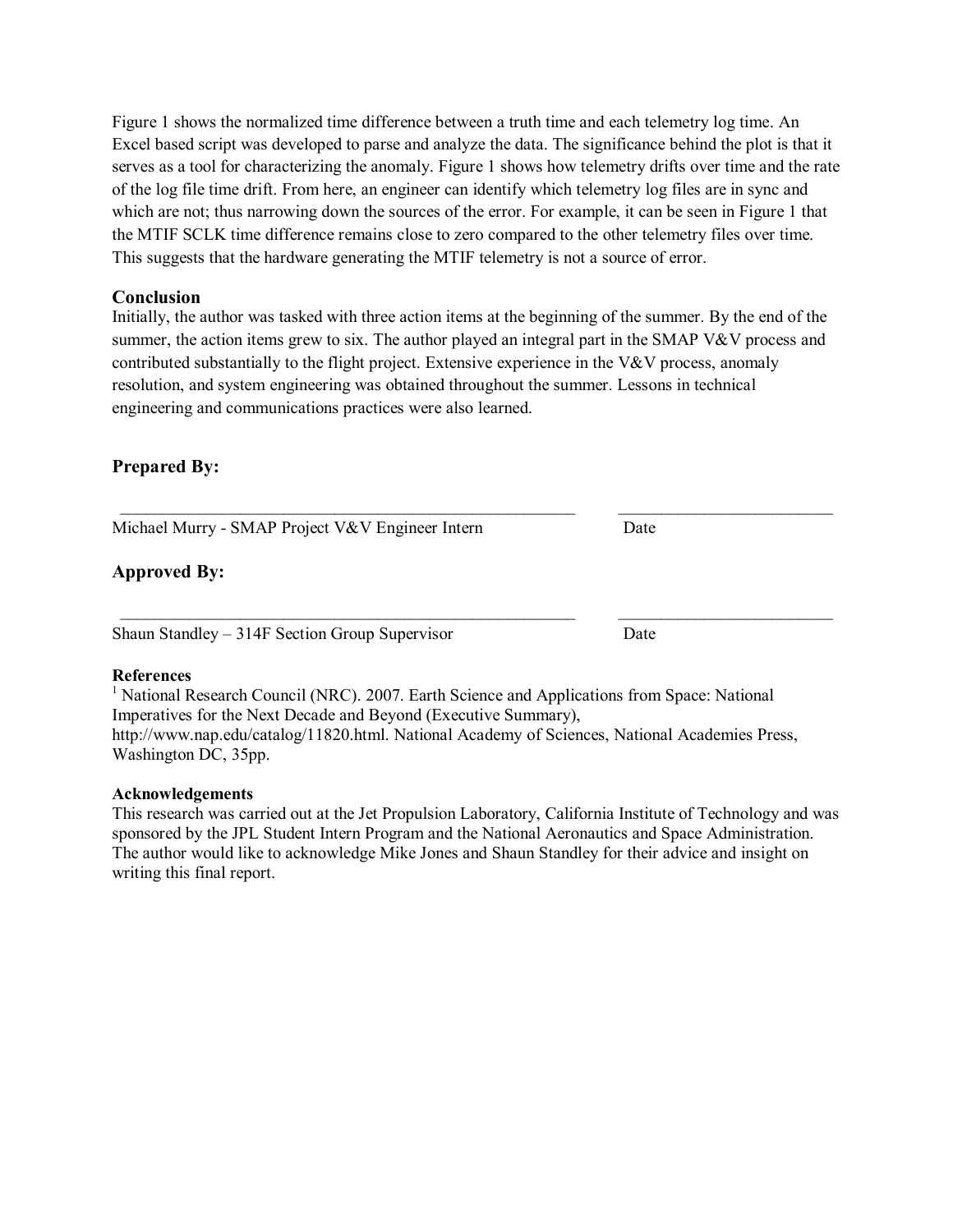Figure 1 shows the normalized time difference between a truth time and each telemetry log time. An Excel based script was developed to parse and analyze the data. The significance behind the plot is that it serves as a tool for characterizing the anomaly. Figure 1 shows how telemetry drifts over time and the rate of the log file time drift. From here, an engineer can identify which telemetry log files are in sync and which are not; thus narrowing down the sources of the error. For example, it can be seen in Figure 1 that the MTIF SCLK time difference remains close to zero compared to the other telemetry files over time. This suggests that the hardware generating the MTIF telemetry is not a source of error.

### Conclusion

Initially, the author was tasked with three action items at the beginning of the summer. By the end of the summer, the action items grew to six. The author played an integral part in the SMAP V&V process and contributed substantially to the flight project. Extensive experience in the V&V process, anomaly resolution, and system engineering was obtained throughout the summer. Lessons in technical engineering and communications practices were also learned.

### Prepared By:

\_\_\_\_\_\_\_\_\_\_\_\_\_\_\_\_\_\_\_\_\_\_\_\_\_\_\_\_\_\_\_\_\_\_\_\_\_\_\_\_\_\_\_\_\_\_ \_\_\_\_\_\_\_\_\_\_\_\_\_\_\_\_\_\_\_\_\_\_

Michael Murry - SMAP Project V&V Engineer Intern Date

### Approved By:

\_\_\_\_\_\_\_\_\_\_\_\_\_\_\_\_\_\_\_\_\_\_\_\_\_\_\_\_\_\_\_\_\_\_\_\_\_\_\_\_\_\_\_\_\_\_ \_\_\_\_\_\_\_\_\_\_\_\_\_\_\_\_\_\_\_\_\_\_

Shaun Standley – 314F Section Group Supervisor Date

**References**

[1] National Research Council (NRC). 2007. Earth Science and Applications from Space: National Imperatives for the Next Decade and Beyond (Executive Summary), http://www.nap.edu/catalog/11820.html. National Academy of Sciences, National Academies Press, Washington DC, 35pp.

**Acknowledgements**

This research was carried out at the Jet Propulsion Laboratory, California Institute of Technology and was sponsored by the JPL Student Intern Program and the National Aeronautics and Space Administration. The author would like to acknowledge Mike Jones and Shaun Standley for their advice and insight on writing this final report.